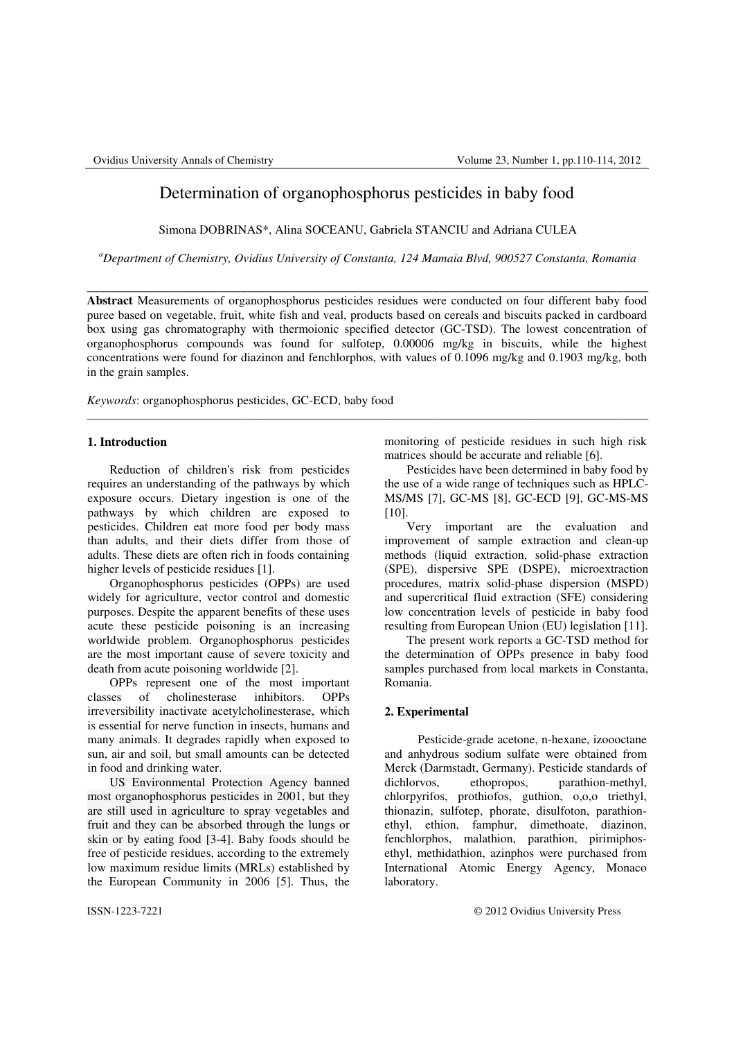# Determination of organophosphorus pesticides in baby food

Simona DOBRINAS*, Alina SOCEANU, Gabriela STANCIU and Adriana CULEA

*[a]Department of Chemistry, Ovidius University of Constanta, 124 Mamaia Blvd, 900527 Constanta, Romania*

---

**Abstract** Measurements of organophosphorus pesticides residues were conducted on four different baby food puree based on vegetable, fruit, white fish and veal, products based on cereals and biscuits packed in cardboard box using gas chromatography with thermoionic specified detector (GC-TSD). The lowest concentration of organophosphorus compounds was found for sulfotep, 0.00006 mg/kg in biscuits, while the highest concentrations were found for diazinon and fenchlorphos, with values of 0.1096 mg/kg and 0.1903 mg/kg, both in the grain samples.

*Keywords*: organophosphorus pesticides, GC-ECD, baby food

---

## 1. Introduction

Reduction of children's risk from pesticides requires an understanding of the pathways by which exposure occurs. Dietary ingestion is one of the pathways by which children are exposed to pesticides. Children eat more food per body mass than adults, and their diets differ from those of adults. These diets are often rich in foods containing higher levels of pesticide residues [1].

Organophosphorus pesticides (OPPs) are used widely for agriculture, vector control and domestic purposes. Despite the apparent benefits of these uses acute these pesticide poisoning is an increasing worldwide problem. Organophosphorus pesticides are the most important cause of severe toxicity and death from acute poisoning worldwide [2].

OPPs represent one of the most important classes of cholinesterase inhibitors. OPPs irreversibility inactivate acetylcholinesterase, which is essential for nerve function in insects, humans and many animals. It degrades rapidly when exposed to sun, air and soil, but small amounts can be detected in food and drinking water.

US Environmental Protection Agency banned most organophosphorus pesticides in 2001, but they are still used in agriculture to spray vegetables and fruit and they can be absorbed through the lungs or skin or by eating food [3-4]. Baby foods should be free of pesticide residues, according to the extremely low maximum residue limits (MRLs) established by the European Community in 2006 [5]. Thus, the monitoring of pesticide residues in such high risk matrices should be accurate and reliable [6].

Pesticides have been determined in baby food by the use of a wide range of techniques such as HPLC-MS/MS [7], GC-MS [8], GC-ECD [9], GC-MS-MS [10].

Very important are the evaluation and improvement of sample extraction and clean-up methods (liquid extraction, solid-phase extraction (SPE), dispersive SPE (DSPE), microextraction procedures, matrix solid-phase dispersion (MSPD) and supercritical fluid extraction (SFE) considering low concentration levels of pesticide in baby food resulting from European Union (EU) legislation [11].

The present work reports a GC-TSD method for the determination of OPPs presence in baby food samples purchased from local markets in Constanta, Romania.

## 2. Experimental

Pesticide-grade acetone, n-hexane, izoooctane and anhydrous sodium sulfate were obtained from Merck (Darmstadt, Germany). Pesticide standards of dichlorvos, ethopropos, parathion-methyl, chlorpyrifos, prothiofos, guthion, o,o,o triethyl, thionazin, sulfotep, phorate, disulfoton, parathion-ethyl, ethion, famphur, dimethoate, diazinon, fenchlorphos, malathion, parathion, pirimiphos-ethyl, methidathion, azinphos were purchased from International Atomic Energy Agency, Monaco laboratory.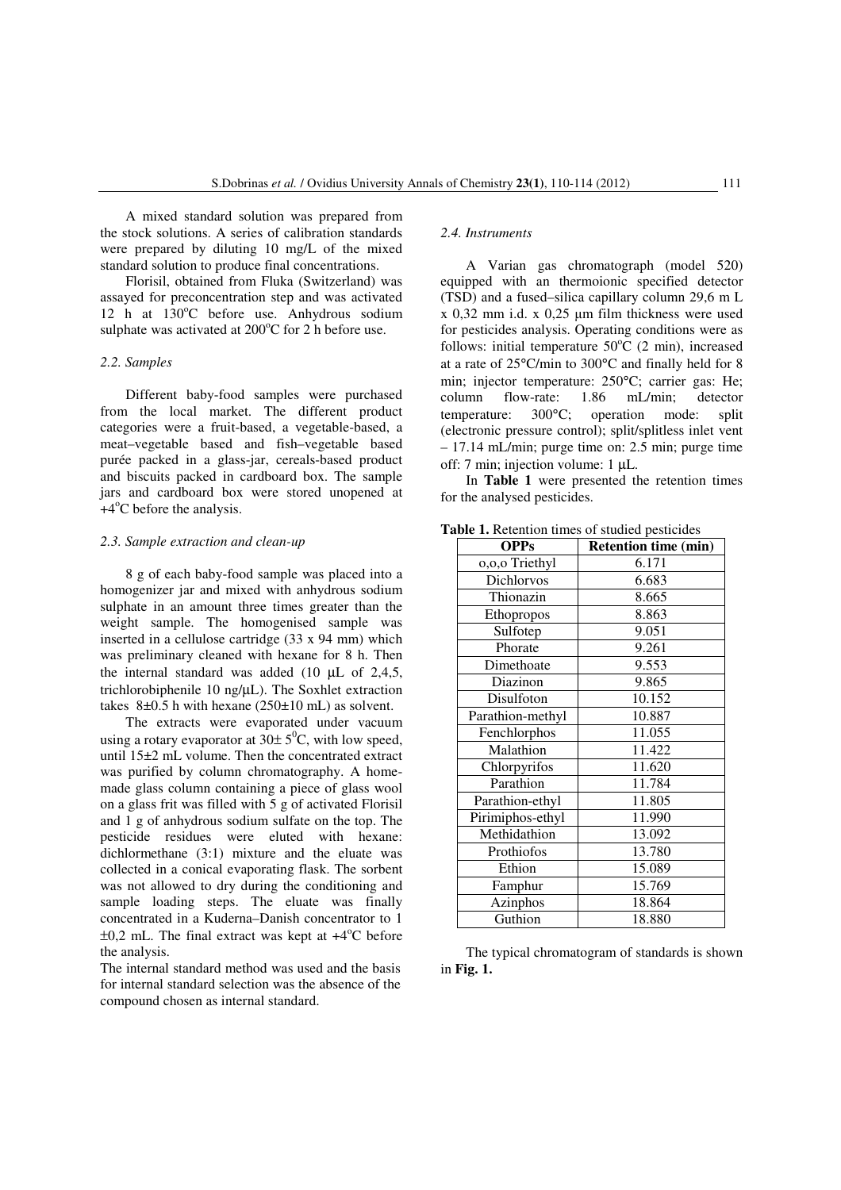A mixed standard solution was prepared from the stock solutions. A series of calibration standards were prepared by diluting 10 mg/L of the mixed standard solution to produce final concentrations.

Florisil, obtained from Fluka (Switzerland) was assayed for preconcentration step and was activated 12 h at 130$^{o}$C before use. Anhydrous sodium sulphate was activated at 200$^{o}$C for 2 h before use.

### *2.2. Samples*

Different baby-food samples were purchased from the local market. The different product categories were a fruit-based, a vegetable-based, a meat–vegetable based and fish–vegetable based purée packed in a glass-jar, cereals-based product and biscuits packed in cardboard box. The sample jars and cardboard box were stored unopened at +4$^{o}$C before the analysis.

### *2.3. Sample extraction and clean-up*

8 g of each baby-food sample was placed into a homogenizer jar and mixed with anhydrous sodium sulphate in an amount three times greater than the weight sample. The homogenised sample was inserted in a cellulose cartridge (33 x 94 mm) which was preliminary cleaned with hexane for 8 h. Then the internal standard was added (10 µL of 2,4,5, trichlorobiphenile 10 ng/µL). The Soxhlet extraction takes 8±0.5 h with hexane (250±10 mL) as solvent.

The extracts were evaporated under vacuum using a rotary evaporator at 30± 5$^{0}$C, with low speed, until 15±2 mL volume. Then the concentrated extract was purified by column chromatography. A home-made glass column containing a piece of glass wool on a glass frit was filled with 5 g of activated Florisil and 1 g of anhydrous sodium sulfate on the top. The pesticide residues were eluted with hexane: dichlormethane (3:1) mixture and the eluate was collected in a conical evaporating flask. The sorbent was not allowed to dry during the conditioning and sample loading steps. The eluate was finally concentrated in a Kuderna–Danish concentrator to 1 ±0,2 mL. The final extract was kept at +4$^{o}$C before the analysis.

The internal standard method was used and the basis for internal standard selection was the absence of the compound chosen as internal standard.

### *2.4. Instruments*

A Varian gas chromatograph (model 520) equipped with an thermoionic specified detector (TSD) and a fused–silica capillary column 29,6 m L x 0,32 mm i.d. x 0,25 µm film thickness were used for pesticides analysis. Operating conditions were as follows: initial temperature 50$^{o}$C (2 min), increased at a rate of 25°C/min to 300°C and finally held for 8 min; injector temperature: 250°C; carrier gas: He; column flow-rate: 1.86 mL/min; detector temperature: 300°C; operation mode: split (electronic pressure control); split/splitless inlet vent – 17.14 mL/min; purge time on: 2.5 min; purge time off: 7 min; injection volume: 1 µL.

In **Table 1** were presented the retention times for the analysed pesticides.

**Table 1.** Retention times of studied pesticides

| OPPs | Retention time (min) |
|---|---|
| o,o,o Triethyl | 6.171 |
| Dichlorvos | 6.683 |
| Thionazin | 8.665 |
| Ethopropos | 8.863 |
| Sulfotep | 9.051 |
| Phorate | 9.261 |
| Dimethoate | 9.553 |
| Diazinon | 9.865 |
| Disulfoton | 10.152 |
| Parathion-methyl | 10.887 |
| Fenchlorphos | 11.055 |
| Malathion | 11.422 |
| Chlorpyrifos | 11.620 |
| Parathion | 11.784 |
| Parathion-ethyl | 11.805 |
| Pirimiphos-ethyl | 11.990 |
| Methidathion | 13.092 |
| Prothiofos | 13.780 |
| Ethion | 15.089 |
| Famphur | 15.769 |
| Azinphos | 18.864 |
| Guthion | 18.880 |

The typical chromatogram of standards is shown in **Fig. 1.**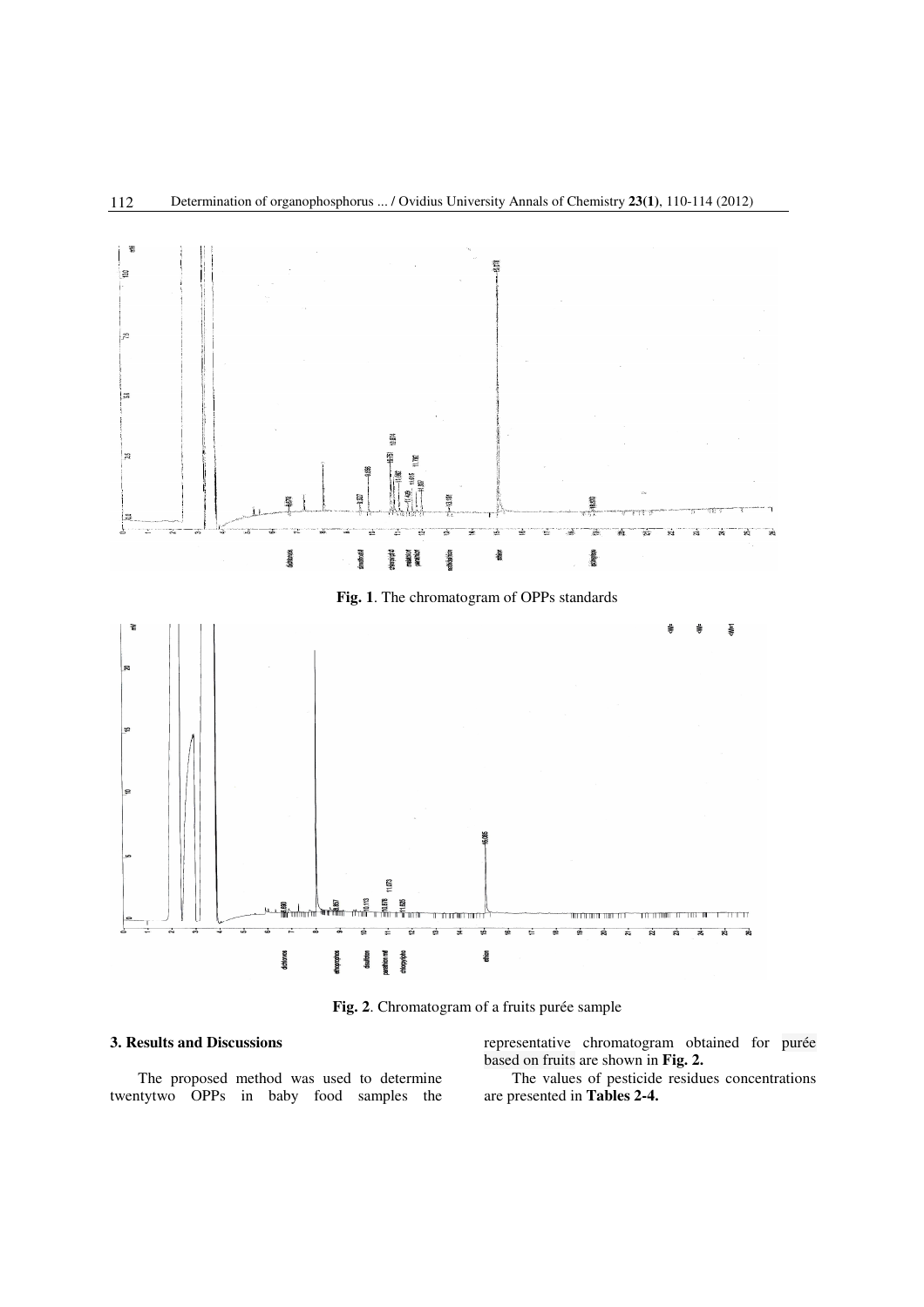**Fig. 1**. The chromatogram of OPPs standards

**Fig. 2**. Chromatogram of a fruits purée sample

### 3. Results and Discussions

The proposed method was used to determine twentytwo OPPs in baby food samples the representative chromatogram obtained for purée based on fruits are shown in **Fig. 2.**

The values of pesticide residues concentrations are presented in **Tables 2-4.**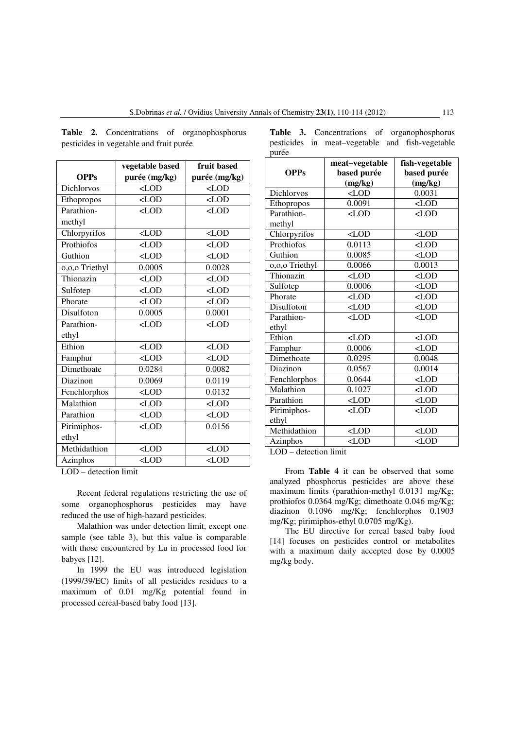**Table 2.** Concentrations of organophosphorus pesticides in vegetable and fruit purée

| OPPs | vegetable based purée (mg/kg) | fruit based purée (mg/kg) |
|---|---|---|
| Dichlorvos | <LOD | <LOD |
| Ethopropos | <LOD | <LOD |
| Parathion-methyl | <LOD | <LOD |
| Chlorpyrifos | <LOD | <LOD |
| Prothiofos | <LOD | <LOD |
| Guthion | <LOD | <LOD |
| o,o,o Triethyl | 0.0005 | 0.0028 |
| Thionazin | <LOD | <LOD |
| Sulfotep | <LOD | <LOD |
| Phorate | <LOD | <LOD |
| Disulfoton | 0.0005 | 0.0001 |
| Parathion-ethyl | <LOD | <LOD |
| Ethion | <LOD | <LOD |
| Famphur | <LOD | <LOD |
| Dimethoate | 0.0284 | 0.0082 |
| Diazinon | 0.0069 | 0.0119 |
| Fenchlorphos | <LOD | 0.0132 |
| Malathion | <LOD | <LOD |
| Parathion | <LOD | <LOD |
| Pirimiphos-ethyl | <LOD | 0.0156 |
| Methidathion | <LOD | <LOD |
| Azinphos | <LOD | <LOD |

LOD – detection limit

Recent federal regulations restricting the use of some organophosphorus pesticides may have reduced the use of high-hazard pesticides.

Malathion was under detection limit, except one sample (see table 3), but this value is comparable with those encountered by Lu in processed food for babyes [12].

In 1999 the EU was introduced legislation (1999/39/EC) limits of all pesticides residues to a maximum of 0.01 mg/Kg potential found in processed cereal-based baby food [13].

**Table 3.** Concentrations of organophosphorus pesticides in meat–vegetable and fish-vegetable purée

| OPPs | meat–vegetable based purée (mg/kg) | fish-vegetable based purée (mg/kg) |
|---|---|---|
| Dichlorvos | <LOD | 0.0031 |
| Ethopropos | 0.0091 | <LOD |
| Parathion-methyl | <LOD | <LOD |
| Chlorpyrifos | <LOD | <LOD |
| Prothiofos | 0.0113 | <LOD |
| Guthion | 0.0085 | <LOD |
| o,o,o Triethyl | 0.0066 | 0.0013 |
| Thionazin | <LOD | <LOD |
| Sulfotep | 0.0006 | <LOD |
| Phorate | <LOD | <LOD |
| Disulfoton | <LOD | <LOD |
| Parathion-ethyl | <LOD | <LOD |
| Ethion | <LOD | <LOD |
| Famphur | 0.0006 | <LOD |
| Dimethoate | 0.0295 | 0.0048 |
| Diazinon | 0.0567 | 0.0014 |
| Fenchlorphos | 0.0644 | <LOD |
| Malathion | 0.1027 | <LOD |
| Parathion | <LOD | <LOD |
| Pirimiphos-ethyl | <LOD | <LOD |
| Methidathion | <LOD | <LOD |
| Azinphos | <LOD | <LOD |

LOD – detection limit

From **Table 4** it can be observed that some analyzed phosphorus pesticides are above these maximum limits (parathion-methyl 0.0131 mg/Kg; prothiofos 0.0364 mg/Kg; dimethoate 0.046 mg/Kg; diazinon 0.1096 mg/Kg; fenchlorphos 0.1903 mg/Kg; pirimiphos-ethyl 0.0705 mg/Kg).

The EU directive for cereal based baby food [14] focuses on pesticides control or metabolites with a maximum daily accepted dose by 0.0005 mg/kg body.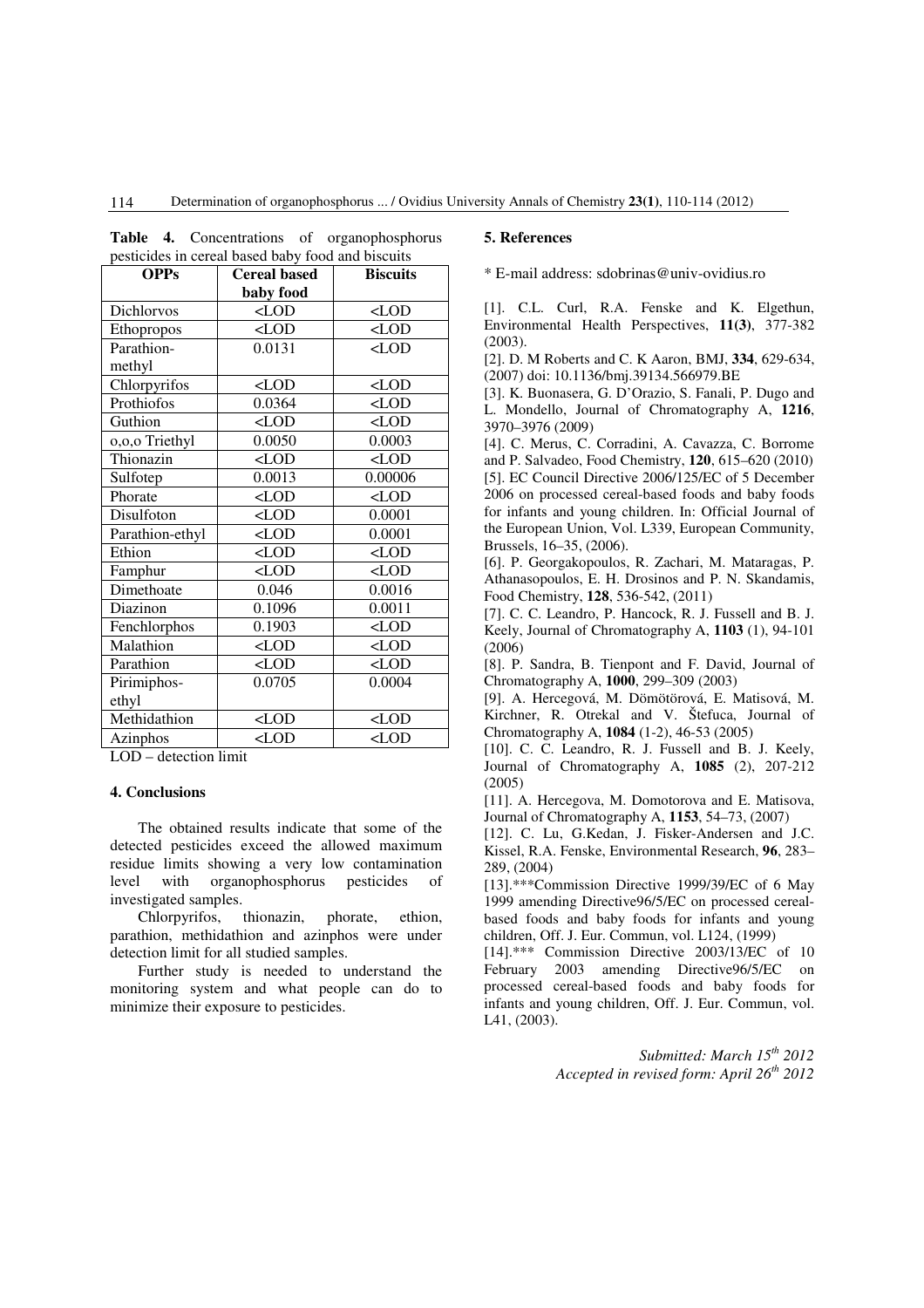**Table 4.** Concentrations of organophosphorus pesticides in cereal based baby food and biscuits

| OPPs | Cereal based baby food | Biscuits |
|---|---|---|
| Dichlorvos | <LOD | <LOD |
| Ethopropos | <LOD | <LOD |
| Parathion-methyl | 0.0131 | <LOD |
| Chlorpyrifos | <LOD | <LOD |
| Prothiofos | 0.0364 | <LOD |
| Guthion | <LOD | <LOD |
| o,o,o Triethyl | 0.0050 | 0.0003 |
| Thionazin | <LOD | <LOD |
| Sulfotep | 0.0013 | 0.00006 |
| Phorate | <LOD | <LOD |
| Disulfoton | <LOD | 0.0001 |
| Parathion-ethyl | <LOD | 0.0001 |
| Ethion | <LOD | <LOD |
| Famphur | <LOD | <LOD |
| Dimethoate | 0.046 | 0.0016 |
| Diazinon | 0.1096 | 0.0011 |
| Fenchlorphos | 0.1903 | <LOD |
| Malathion | <LOD | <LOD |
| Parathion | <LOD | <LOD |
| Pirimiphos-ethyl | 0.0705 | 0.0004 |
| Methidathion | <LOD | <LOD |
| Azinphos | <LOD | <LOD |

LOD – detection limit

## 4. Conclusions

The obtained results indicate that some of the detected pesticides exceed the allowed maximum residue limits showing a very low contamination level with organophosphorus pesticides of investigated samples.

Chlorpyrifos, thionazin, phorate, ethion, parathion, methidathion and azinphos were under detection limit for all studied samples.

Further study is needed to understand the monitoring system and what people can do to minimize their exposure to pesticides.

## 5. References

* E-mail address: sdobrinas@univ-ovidius.ro

[1]. C.L. Curl, R.A. Fenske and K. Elgethun, Environmental Health Perspectives, **11(3)**, 377-382 (2003).

[2]. D. M Roberts and C. K Aaron, BMJ, **334**, 629-634, (2007) doi: 10.1136/bmj.39134.566979.BE

[3]. K. Buonasera, G. D'Orazio, S. Fanali, P. Dugo and L. Mondello, Journal of Chromatography A, **1216**, 3970–3976 (2009)

[4]. C. Merus, C. Corradini, A. Cavazza, C. Borrome and P. Salvadeo, Food Chemistry, **120**, 615–620 (2010)

[5]. EC Council Directive 2006/125/EC of 5 December 2006 on processed cereal-based foods and baby foods for infants and young children. In: Official Journal of the European Union, Vol. L339, European Community, Brussels, 16–35, (2006).

[6]. P. Georgakopoulos, R. Zachari, M. Mataragas, P. Athanasopoulos, E. H. Drosinos and P. N. Skandamis, Food Chemistry, **128**, 536-542, (2011)

[7]. C. C. Leandro, P. Hancock, R. J. Fussell and B. J. Keely, Journal of Chromatography A, **1103** (1), 94-101 (2006)

[8]. P. Sandra, B. Tienpont and F. David, Journal of Chromatography A, **1000**, 299–309 (2003)

[9]. A. Hercegová, M. Dömötörová, E. Matisová, M. Kirchner, R. Otrekal and V. Štefuca, Journal of Chromatography A, **1084** (1-2), 46-53 (2005)

[10]. C. C. Leandro, R. J. Fussell and B. J. Keely, Journal of Chromatography A, **1085** (2), 207-212 (2005)

[11]. A. Hercegova, M. Domotorova and E. Matisova, Journal of Chromatography A, **1153**, 54–73, (2007)

[12]. C. Lu, G.Kedan, J. Fisker-Andersen and J.C. Kissel, R.A. Fenske, Environmental Research, **96**, 283–289, (2004)

[13].***Commission Directive 1999/39/EC of 6 May 1999 amending Directive96/5/EC on processed cereal-based foods and baby foods for infants and young children, Off. J. Eur. Commun, vol. L124, (1999)

[14].*** Commission Directive 2003/13/EC of 10 February 2003 amending Directive96/5/EC on processed cereal-based foods and baby foods for infants and young children, Off. J. Eur. Commun, vol. L41, (2003).

*Submitted: March 15th 2012*
*Accepted in revised form: April 26th 2012*